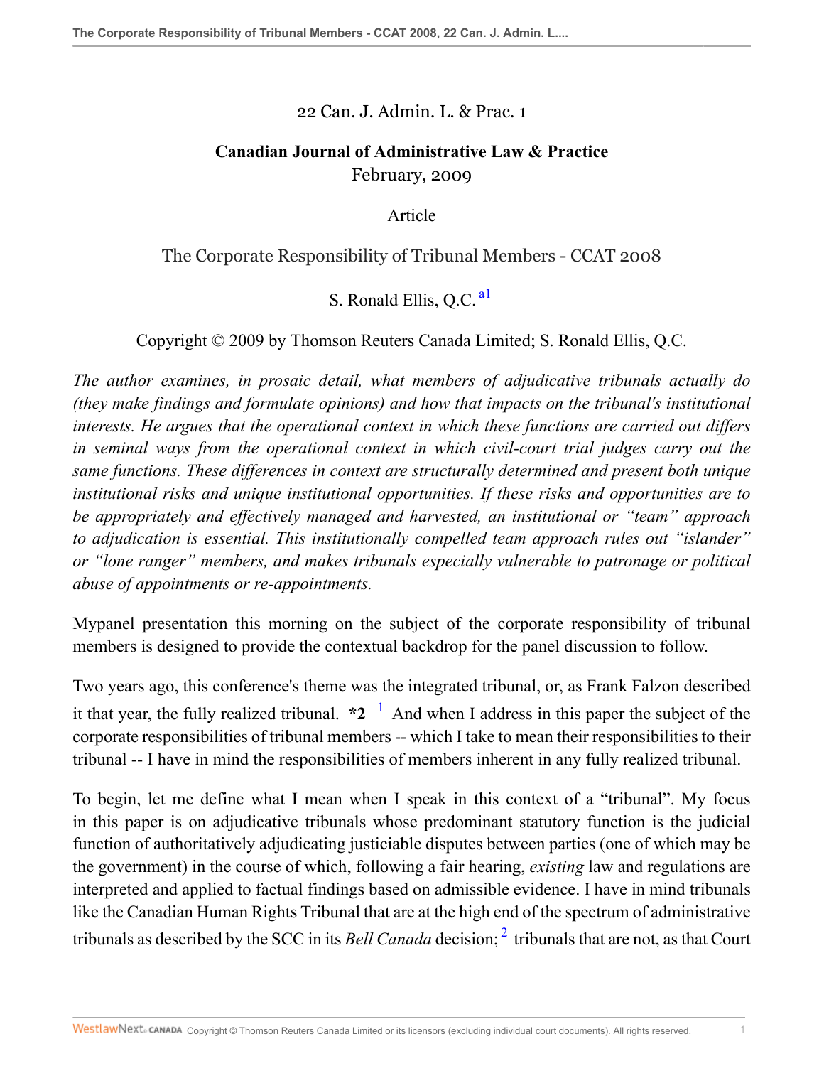22 Can. J. Admin. L. & Prac. 1

**Canadian Journal of Administrative Law & Practice**
February, 2009

Article

# The Corporate Responsibility of Tribunal Members - CCAT 2008

S. Ronald Ellis, Q.C. [a1]

Copyright © 2009 by Thomson Reuters Canada Limited; S. Ronald Ellis, Q.C.

*The author examines, in prosaic detail, what members of adjudicative tribunals actually do (they make findings and formulate opinions) and how that impacts on the tribunal's institutional interests. He argues that the operational context in which these functions are carried out differs in seminal ways from the operational context in which civil-court trial judges carry out the same functions. These differences in context are structurally determined and present both unique institutional risks and unique institutional opportunities. If these risks and opportunities are to be appropriately and effectively managed and harvested, an institutional or "team" approach to adjudication is essential. This institutionally compelled team approach rules out "islander" or "lone ranger" members, and makes tribunals especially vulnerable to patronage or political abuse of appointments or re-appointments.*

Mypanel presentation this morning on the subject of the corporate responsibility of tribunal members is designed to provide the contextual backdrop for the panel discussion to follow.

Two years ago, this conference's theme was the integrated tribunal, or, as Frank Falzon described it that year, the fully realized tribunal. **\*2** [1] And when I address in this paper the subject of the corporate responsibilities of tribunal members -- which I take to mean their responsibilities to their tribunal -- I have in mind the responsibilities of members inherent in any fully realized tribunal.

To begin, let me define what I mean when I speak in this context of a "tribunal". My focus in this paper is on adjudicative tribunals whose predominant statutory function is the judicial function of authoritatively adjudicating justiciable disputes between parties (one of which may be the government) in the course of which, following a fair hearing, *existing* law and regulations are interpreted and applied to factual findings based on admissible evidence. I have in mind tribunals like the Canadian Human Rights Tribunal that are at the high end of the spectrum of administrative tribunals as described by the SCC in its *Bell Canada* decision; [2] tribunals that are not, as that Court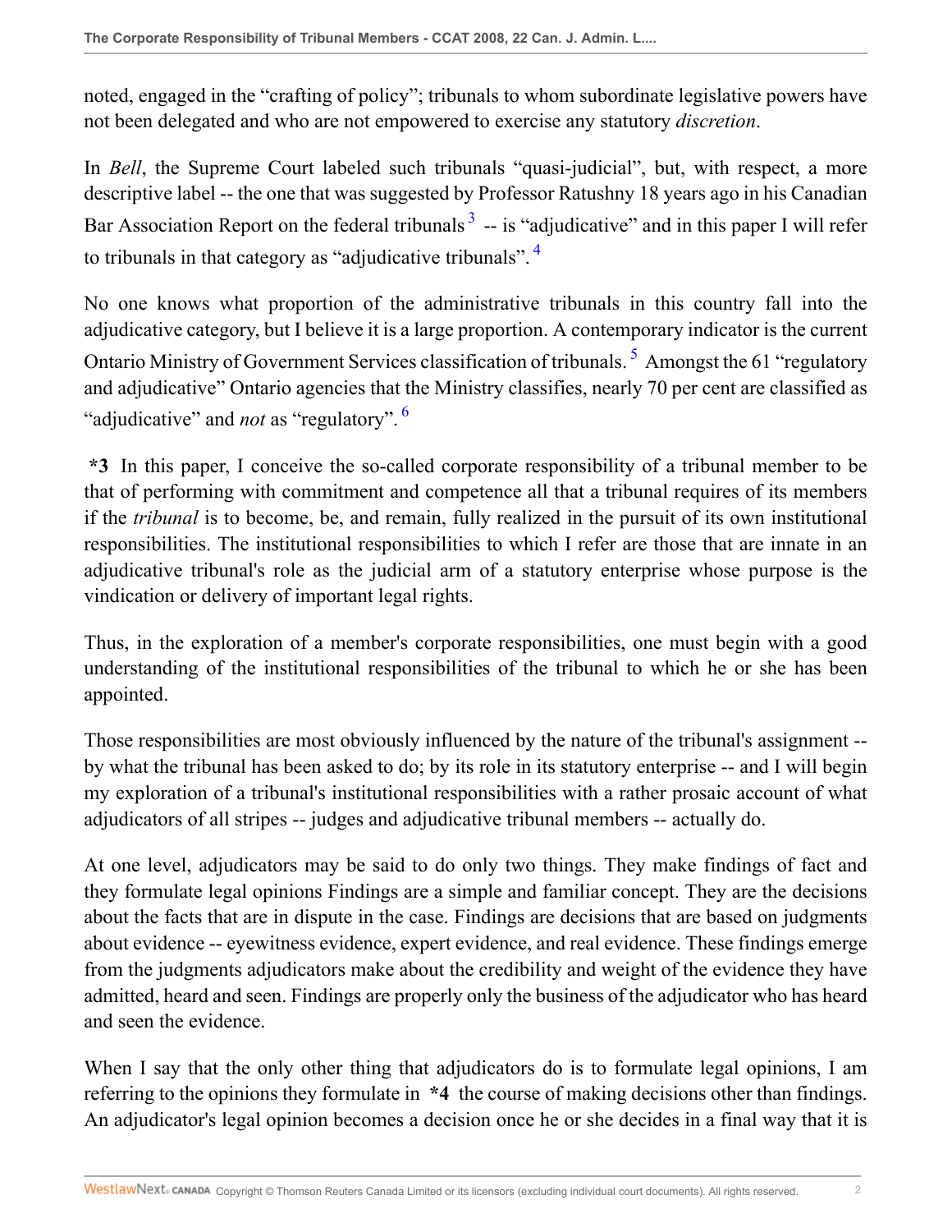noted, engaged in the "crafting of policy"; tribunals to whom subordinate legislative powers have not been delegated and who are not empowered to exercise any statutory *discretion*.

In *Bell*, the Supreme Court labeled such tribunals "quasi-judicial", but, with respect, a more descriptive label -- the one that was suggested by Professor Ratushny 18 years ago in his Canadian Bar Association Report on the federal tribunals [3] -- is "adjudicative" and in this paper I will refer to tribunals in that category as "adjudicative tribunals". [4]

No one knows what proportion of the administrative tribunals in this country fall into the adjudicative category, but I believe it is a large proportion. A contemporary indicator is the current Ontario Ministry of Government Services classification of tribunals. [5] Amongst the 61 "regulatory and adjudicative" Ontario agencies that the Ministry classifies, nearly 70 per cent are classified as "adjudicative" and *not* as "regulatory". [6]

**\*3** In this paper, I conceive the so-called corporate responsibility of a tribunal member to be that of performing with commitment and competence all that a tribunal requires of its members if the *tribunal* is to become, be, and remain, fully realized in the pursuit of its own institutional responsibilities. The institutional responsibilities to which I refer are those that are innate in an adjudicative tribunal's role as the judicial arm of a statutory enterprise whose purpose is the vindication or delivery of important legal rights.

Thus, in the exploration of a member's corporate responsibilities, one must begin with a good understanding of the institutional responsibilities of the tribunal to which he or she has been appointed.

Those responsibilities are most obviously influenced by the nature of the tribunal's assignment -- by what the tribunal has been asked to do; by its role in its statutory enterprise -- and I will begin my exploration of a tribunal's institutional responsibilities with a rather prosaic account of what adjudicators of all stripes -- judges and adjudicative tribunal members -- actually do.

At one level, adjudicators may be said to do only two things. They make findings of fact and they formulate legal opinions Findings are a simple and familiar concept. They are the decisions about the facts that are in dispute in the case. Findings are decisions that are based on judgments about evidence -- eyewitness evidence, expert evidence, and real evidence. These findings emerge from the judgments adjudicators make about the credibility and weight of the evidence they have admitted, heard and seen. Findings are properly only the business of the adjudicator who has heard and seen the evidence.

When I say that the only other thing that adjudicators do is to formulate legal opinions, I am referring to the opinions they formulate in **\*4** the course of making decisions other than findings. An adjudicator's legal opinion becomes a decision once he or she decides in a final way that it is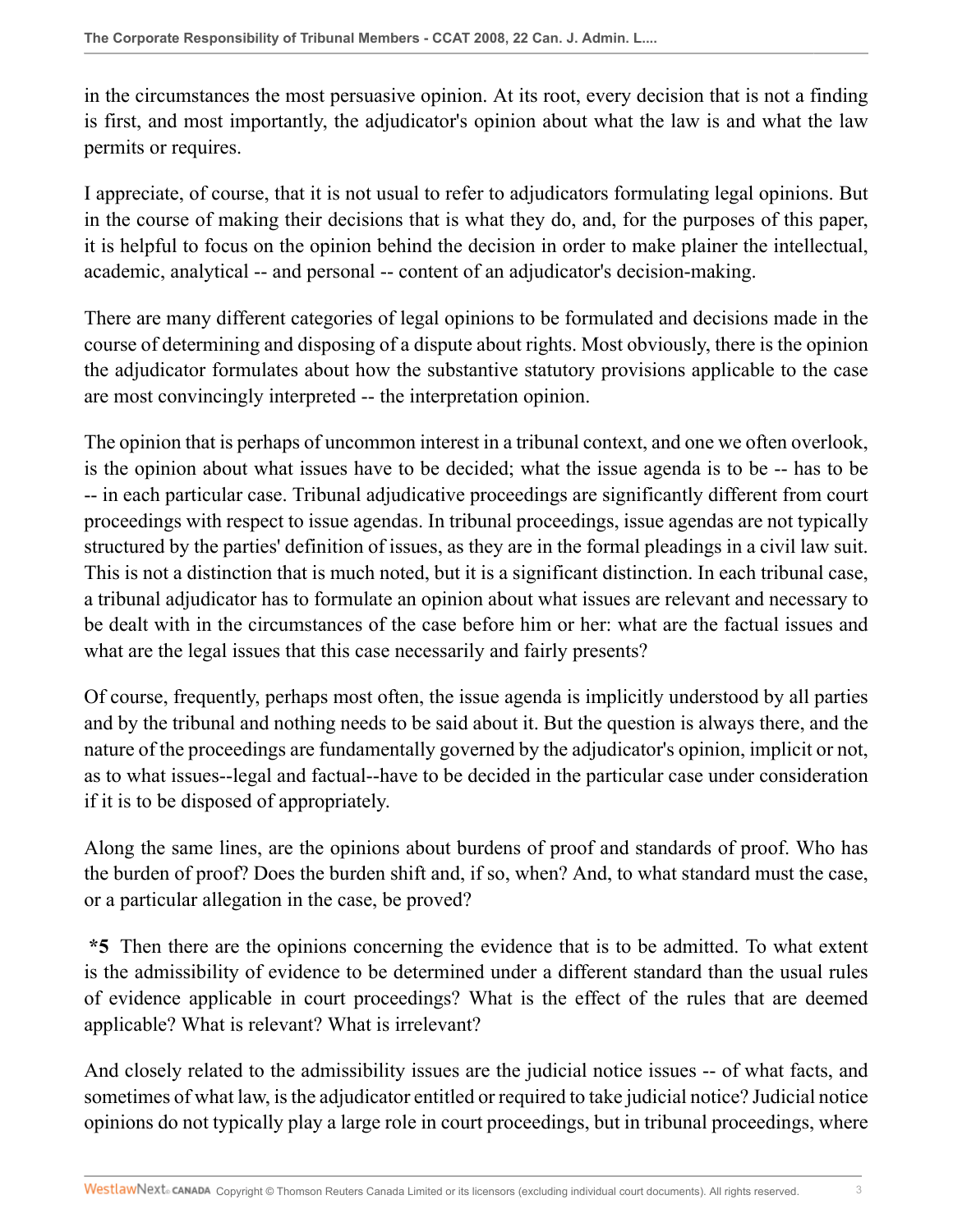in the circumstances the most persuasive opinion. At its root, every decision that is not a finding is first, and most importantly, the adjudicator's opinion about what the law is and what the law permits or requires.

I appreciate, of course, that it is not usual to refer to adjudicators formulating legal opinions. But in the course of making their decisions that is what they do, and, for the purposes of this paper, it is helpful to focus on the opinion behind the decision in order to make plainer the intellectual, academic, analytical -- and personal -- content of an adjudicator's decision-making.

There are many different categories of legal opinions to be formulated and decisions made in the course of determining and disposing of a dispute about rights. Most obviously, there is the opinion the adjudicator formulates about how the substantive statutory provisions applicable to the case are most convincingly interpreted -- the interpretation opinion.

The opinion that is perhaps of uncommon interest in a tribunal context, and one we often overlook, is the opinion about what issues have to be decided; what the issue agenda is to be -- has to be -- in each particular case. Tribunal adjudicative proceedings are significantly different from court proceedings with respect to issue agendas. In tribunal proceedings, issue agendas are not typically structured by the parties' definition of issues, as they are in the formal pleadings in a civil law suit. This is not a distinction that is much noted, but it is a significant distinction. In each tribunal case, a tribunal adjudicator has to formulate an opinion about what issues are relevant and necessary to be dealt with in the circumstances of the case before him or her: what are the factual issues and what are the legal issues that this case necessarily and fairly presents?

Of course, frequently, perhaps most often, the issue agenda is implicitly understood by all parties and by the tribunal and nothing needs to be said about it. But the question is always there, and the nature of the proceedings are fundamentally governed by the adjudicator's opinion, implicit or not, as to what issues--legal and factual--have to be decided in the particular case under consideration if it is to be disposed of appropriately.

Along the same lines, are the opinions about burdens of proof and standards of proof. Who has the burden of proof? Does the burden shift and, if so, when? And, to what standard must the case, or a particular allegation in the case, be proved?

**\*5** Then there are the opinions concerning the evidence that is to be admitted. To what extent is the admissibility of evidence to be determined under a different standard than the usual rules of evidence applicable in court proceedings? What is the effect of the rules that are deemed applicable? What is relevant? What is irrelevant?

And closely related to the admissibility issues are the judicial notice issues -- of what facts, and sometimes of what law, is the adjudicator entitled or required to take judicial notice? Judicial notice opinions do not typically play a large role in court proceedings, but in tribunal proceedings, where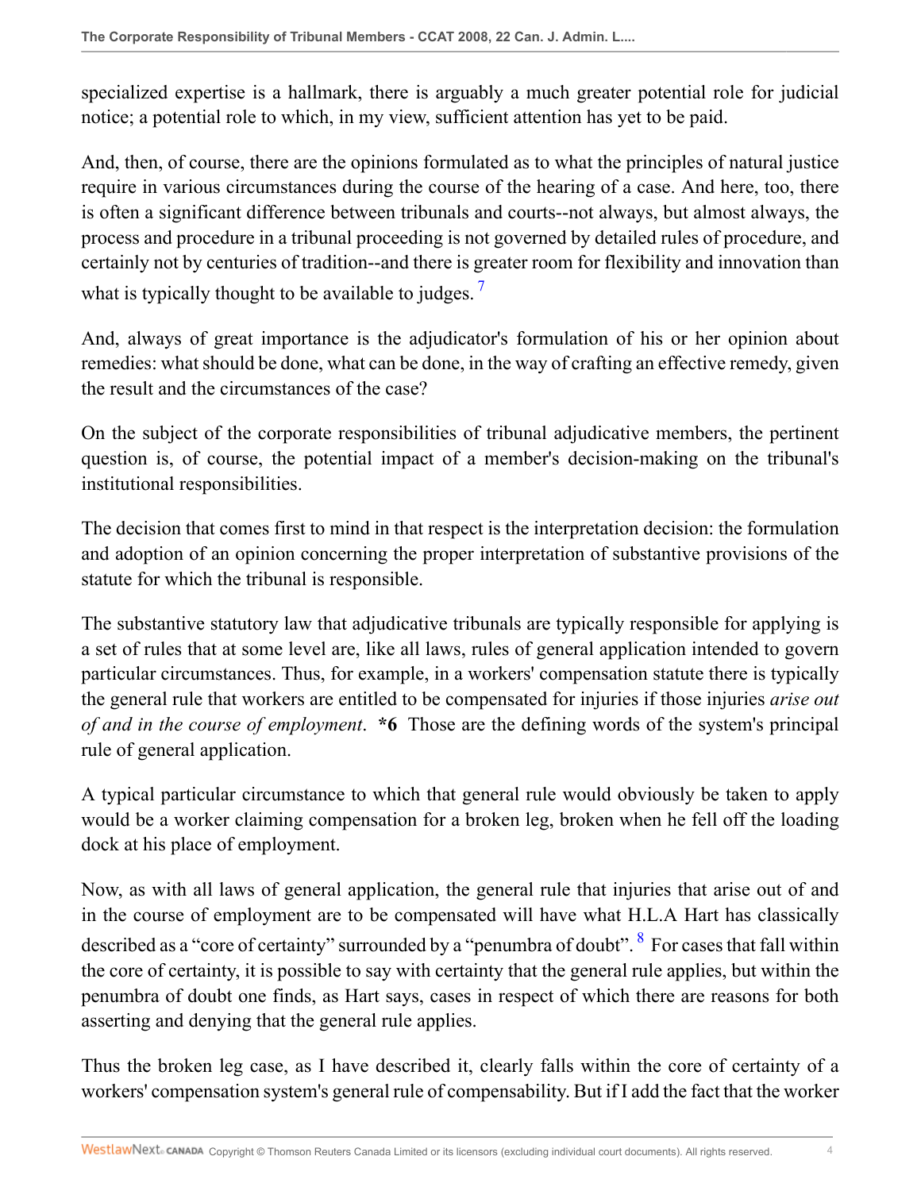specialized expertise is a hallmark, there is arguably a much greater potential role for judicial notice; a potential role to which, in my view, sufficient attention has yet to be paid.

And, then, of course, there are the opinions formulated as to what the principles of natural justice require in various circumstances during the course of the hearing of a case. And here, too, there is often a significant difference between tribunals and courts--not always, but almost always, the process and procedure in a tribunal proceeding is not governed by detailed rules of procedure, and certainly not by centuries of tradition--and there is greater room for flexibility and innovation than what is typically thought to be available to judges. [7]

And, always of great importance is the adjudicator's formulation of his or her opinion about remedies: what should be done, what can be done, in the way of crafting an effective remedy, given the result and the circumstances of the case?

On the subject of the corporate responsibilities of tribunal adjudicative members, the pertinent question is, of course, the potential impact of a member's decision-making on the tribunal's institutional responsibilities.

The decision that comes first to mind in that respect is the interpretation decision: the formulation and adoption of an opinion concerning the proper interpretation of substantive provisions of the statute for which the tribunal is responsible.

The substantive statutory law that adjudicative tribunals are typically responsible for applying is a set of rules that at some level are, like all laws, rules of general application intended to govern particular circumstances. Thus, for example, in a workers' compensation statute there is typically the general rule that workers are entitled to be compensated for injuries if those injuries *arise out of and in the course of employment*. **\*6** Those are the defining words of the system's principal rule of general application.

A typical particular circumstance to which that general rule would obviously be taken to apply would be a worker claiming compensation for a broken leg, broken when he fell off the loading dock at his place of employment.

Now, as with all laws of general application, the general rule that injuries that arise out of and in the course of employment are to be compensated will have what H.L.A Hart has classically described as a "core of certainty" surrounded by a "penumbra of doubt". [8] For cases that fall within the core of certainty, it is possible to say with certainty that the general rule applies, but within the penumbra of doubt one finds, as Hart says, cases in respect of which there are reasons for both asserting and denying that the general rule applies.

Thus the broken leg case, as I have described it, clearly falls within the core of certainty of a workers' compensation system's general rule of compensability. But if I add the fact that the worker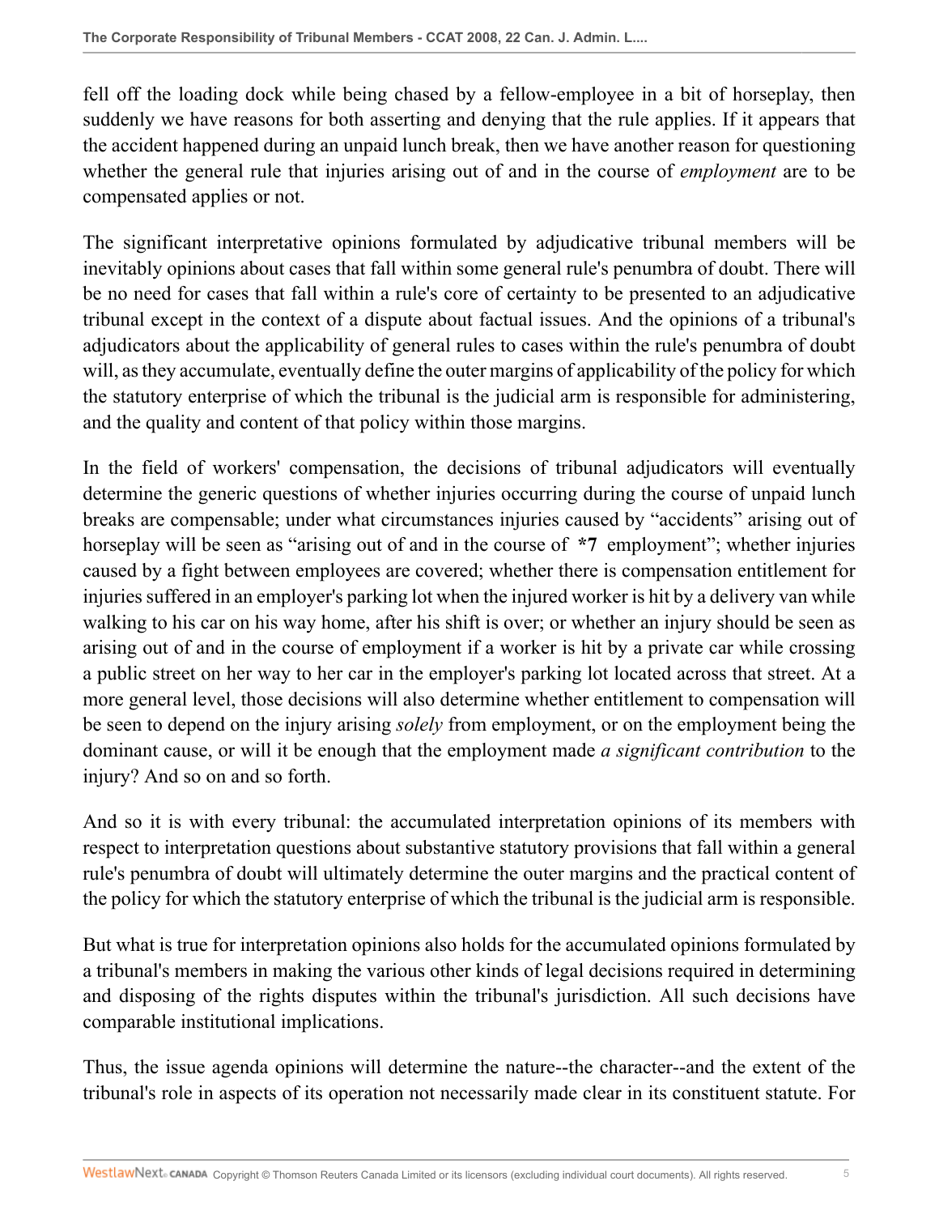fell off the loading dock while being chased by a fellow-employee in a bit of horseplay, then suddenly we have reasons for both asserting and denying that the rule applies. If it appears that the accident happened during an unpaid lunch break, then we have another reason for questioning whether the general rule that injuries arising out of and in the course of *employment* are to be compensated applies or not.

The significant interpretative opinions formulated by adjudicative tribunal members will be inevitably opinions about cases that fall within some general rule's penumbra of doubt. There will be no need for cases that fall within a rule's core of certainty to be presented to an adjudicative tribunal except in the context of a dispute about factual issues. And the opinions of a tribunal's adjudicators about the applicability of general rules to cases within the rule's penumbra of doubt will, as they accumulate, eventually define the outer margins of applicability of the policy for which the statutory enterprise of which the tribunal is the judicial arm is responsible for administering, and the quality and content of that policy within those margins.

In the field of workers' compensation, the decisions of tribunal adjudicators will eventually determine the generic questions of whether injuries occurring during the course of unpaid lunch breaks are compensable; under what circumstances injuries caused by "accidents" arising out of horseplay will be seen as "arising out of and in the course of **\*7** employment"; whether injuries caused by a fight between employees are covered; whether there is compensation entitlement for injuries suffered in an employer's parking lot when the injured worker is hit by a delivery van while walking to his car on his way home, after his shift is over; or whether an injury should be seen as arising out of and in the course of employment if a worker is hit by a private car while crossing a public street on her way to her car in the employer's parking lot located across that street. At a more general level, those decisions will also determine whether entitlement to compensation will be seen to depend on the injury arising *solely* from employment, or on the employment being the dominant cause, or will it be enough that the employment made *a significant contribution* to the injury? And so on and so forth.

And so it is with every tribunal: the accumulated interpretation opinions of its members with respect to interpretation questions about substantive statutory provisions that fall within a general rule's penumbra of doubt will ultimately determine the outer margins and the practical content of the policy for which the statutory enterprise of which the tribunal is the judicial arm is responsible.

But what is true for interpretation opinions also holds for the accumulated opinions formulated by a tribunal's members in making the various other kinds of legal decisions required in determining and disposing of the rights disputes within the tribunal's jurisdiction. All such decisions have comparable institutional implications.

Thus, the issue agenda opinions will determine the nature--the character--and the extent of the tribunal's role in aspects of its operation not necessarily made clear in its constituent statute. For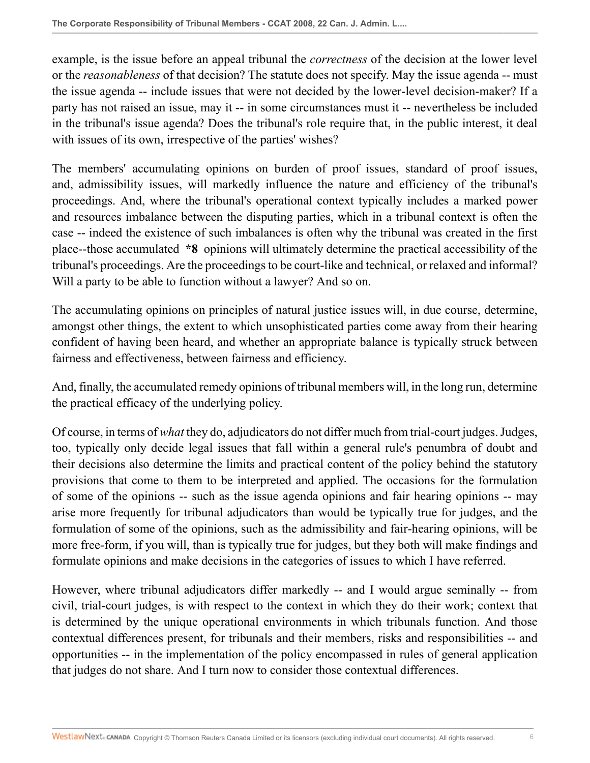example, is the issue before an appeal tribunal the *correctness* of the decision at the lower level or the *reasonableness* of that decision? The statute does not specify. May the issue agenda -- must the issue agenda -- include issues that were not decided by the lower-level decision-maker? If a party has not raised an issue, may it -- in some circumstances must it -- nevertheless be included in the tribunal's issue agenda? Does the tribunal's role require that, in the public interest, it deal with issues of its own, irrespective of the parties' wishes?

The members' accumulating opinions on burden of proof issues, standard of proof issues, and, admissibility issues, will markedly influence the nature and efficiency of the tribunal's proceedings. And, where the tribunal's operational context typically includes a marked power and resources imbalance between the disputing parties, which in a tribunal context is often the case -- indeed the existence of such imbalances is often why the tribunal was created in the first place--those accumulated **\*8** opinions will ultimately determine the practical accessibility of the tribunal's proceedings. Are the proceedings to be court-like and technical, or relaxed and informal? Will a party to be able to function without a lawyer? And so on.

The accumulating opinions on principles of natural justice issues will, in due course, determine, amongst other things, the extent to which unsophisticated parties come away from their hearing confident of having been heard, and whether an appropriate balance is typically struck between fairness and effectiveness, between fairness and efficiency.

And, finally, the accumulated remedy opinions of tribunal members will, in the long run, determine the practical efficacy of the underlying policy.

Of course, in terms of *what* they do, adjudicators do not differ much from trial-court judges. Judges, too, typically only decide legal issues that fall within a general rule's penumbra of doubt and their decisions also determine the limits and practical content of the policy behind the statutory provisions that come to them to be interpreted and applied. The occasions for the formulation of some of the opinions -- such as the issue agenda opinions and fair hearing opinions -- may arise more frequently for tribunal adjudicators than would be typically true for judges, and the formulation of some of the opinions, such as the admissibility and fair-hearing opinions, will be more free-form, if you will, than is typically true for judges, but they both will make findings and formulate opinions and make decisions in the categories of issues to which I have referred.

However, where tribunal adjudicators differ markedly -- and I would argue seminally -- from civil, trial-court judges, is with respect to the context in which they do their work; context that is determined by the unique operational environments in which tribunals function. And those contextual differences present, for tribunals and their members, risks and responsibilities -- and opportunities -- in the implementation of the policy encompassed in rules of general application that judges do not share. And I turn now to consider those contextual differences.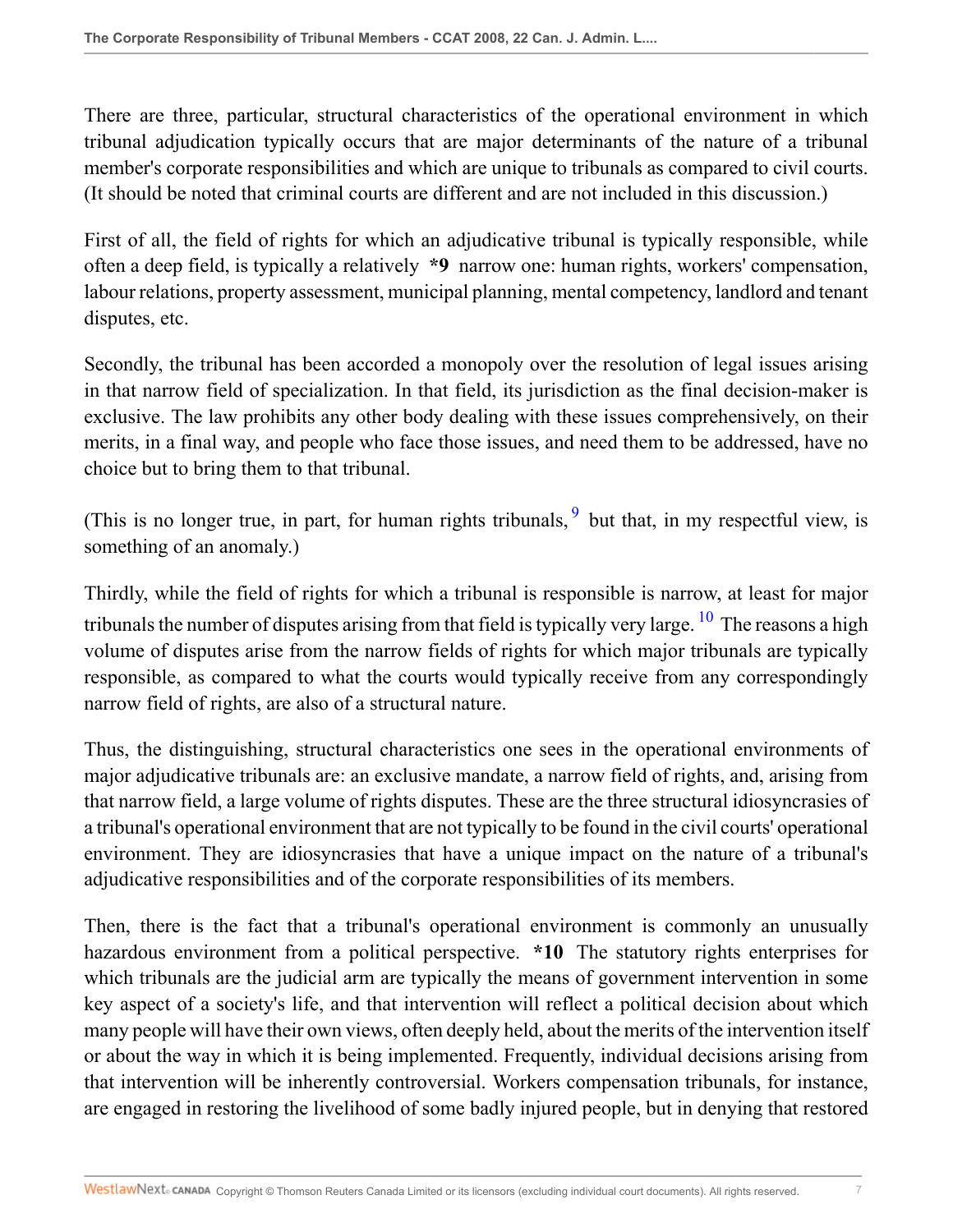There are three, particular, structural characteristics of the operational environment in which tribunal adjudication typically occurs that are major determinants of the nature of a tribunal member's corporate responsibilities and which are unique to tribunals as compared to civil courts. (It should be noted that criminal courts are different and are not included in this discussion.)

First of all, the field of rights for which an adjudicative tribunal is typically responsible, while often a deep field, is typically a relatively **\*9** narrow one: human rights, workers' compensation, labour relations, property assessment, municipal planning, mental competency, landlord and tenant disputes, etc.

Secondly, the tribunal has been accorded a monopoly over the resolution of legal issues arising in that narrow field of specialization. In that field, its jurisdiction as the final decision-maker is exclusive. The law prohibits any other body dealing with these issues comprehensively, on their merits, in a final way, and people who face those issues, and need them to be addressed, have no choice but to bring them to that tribunal.

(This is no longer true, in part, for human rights tribunals, [9] but that, in my respectful view, is something of an anomaly.)

Thirdly, while the field of rights for which a tribunal is responsible is narrow, at least for major tribunals the number of disputes arising from that field is typically very large. [10] The reasons a high volume of disputes arise from the narrow fields of rights for which major tribunals are typically responsible, as compared to what the courts would typically receive from any correspondingly narrow field of rights, are also of a structural nature.

Thus, the distinguishing, structural characteristics one sees in the operational environments of major adjudicative tribunals are: an exclusive mandate, a narrow field of rights, and, arising from that narrow field, a large volume of rights disputes. These are the three structural idiosyncrasies of a tribunal's operational environment that are not typically to be found in the civil courts' operational environment. They are idiosyncrasies that have a unique impact on the nature of a tribunal's adjudicative responsibilities and of the corporate responsibilities of its members.

Then, there is the fact that a tribunal's operational environment is commonly an unusually hazardous environment from a political perspective. **\*10** The statutory rights enterprises for which tribunals are the judicial arm are typically the means of government intervention in some key aspect of a society's life, and that intervention will reflect a political decision about which many people will have their own views, often deeply held, about the merits of the intervention itself or about the way in which it is being implemented. Frequently, individual decisions arising from that intervention will be inherently controversial. Workers compensation tribunals, for instance, are engaged in restoring the livelihood of some badly injured people, but in denying that restored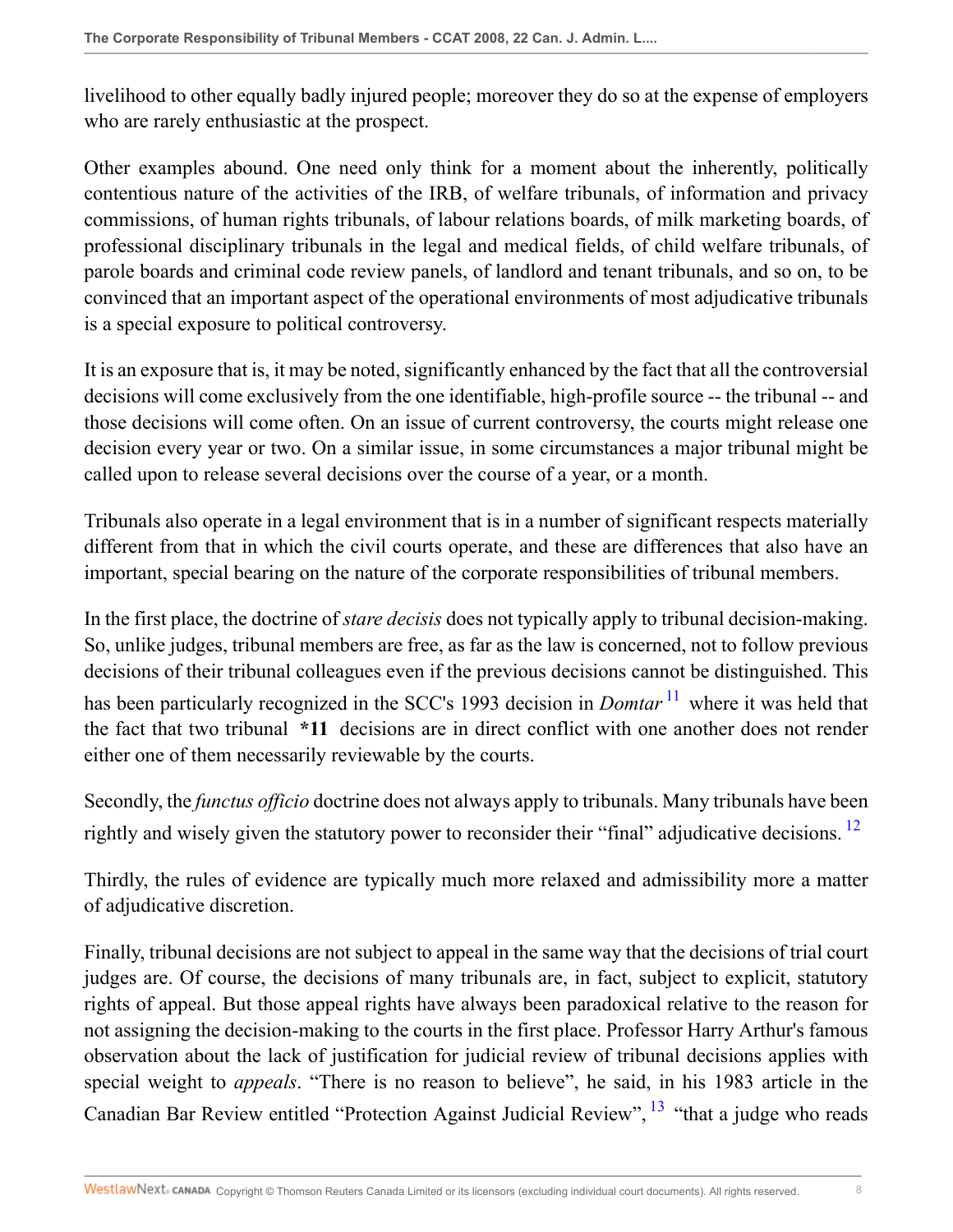livelihood to other equally badly injured people; moreover they do so at the expense of employers who are rarely enthusiastic at the prospect.

Other examples abound. One need only think for a moment about the inherently, politically contentious nature of the activities of the IRB, of welfare tribunals, of information and privacy commissions, of human rights tribunals, of labour relations boards, of milk marketing boards, of professional disciplinary tribunals in the legal and medical fields, of child welfare tribunals, of parole boards and criminal code review panels, of landlord and tenant tribunals, and so on, to be convinced that an important aspect of the operational environments of most adjudicative tribunals is a special exposure to political controversy.

It is an exposure that is, it may be noted, significantly enhanced by the fact that all the controversial decisions will come exclusively from the one identifiable, high-profile source -- the tribunal -- and those decisions will come often. On an issue of current controversy, the courts might release one decision every year or two. On a similar issue, in some circumstances a major tribunal might be called upon to release several decisions over the course of a year, or a month.

Tribunals also operate in a legal environment that is in a number of significant respects materially different from that in which the civil courts operate, and these are differences that also have an important, special bearing on the nature of the corporate responsibilities of tribunal members.

In the first place, the doctrine of *stare decisis* does not typically apply to tribunal decision-making. So, unlike judges, tribunal members are free, as far as the law is concerned, not to follow previous decisions of their tribunal colleagues even if the previous decisions cannot be distinguished. This has been particularly recognized in the SCC's 1993 decision in *Domtar*[11] where it was held that the fact that two tribunal **\*11** decisions are in direct conflict with one another does not render either one of them necessarily reviewable by the courts.

Secondly, the *functus officio* doctrine does not always apply to tribunals. Many tribunals have been rightly and wisely given the statutory power to reconsider their "final" adjudicative decisions.[12]

Thirdly, the rules of evidence are typically much more relaxed and admissibility more a matter of adjudicative discretion.

Finally, tribunal decisions are not subject to appeal in the same way that the decisions of trial court judges are. Of course, the decisions of many tribunals are, in fact, subject to explicit, statutory rights of appeal. But those appeal rights have always been paradoxical relative to the reason for not assigning the decision-making to the courts in the first place. Professor Harry Arthur's famous observation about the lack of justification for judicial review of tribunal decisions applies with special weight to *appeals*. "There is no reason to believe", he said, in his 1983 article in the Canadian Bar Review entitled "Protection Against Judicial Review",[13] "that a judge who reads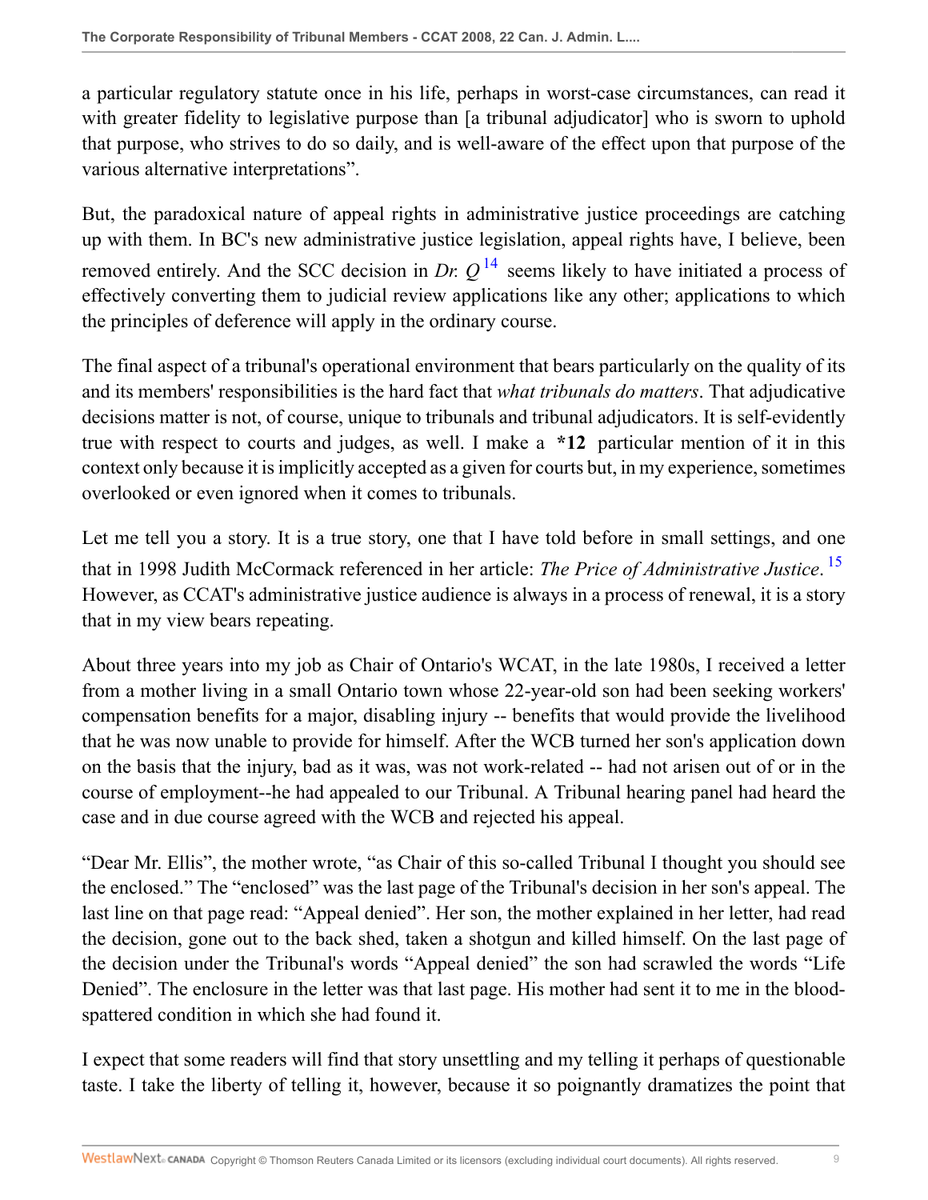a particular regulatory statute once in his life, perhaps in worst-case circumstances, can read it with greater fidelity to legislative purpose than [a tribunal adjudicator] who is sworn to uphold that purpose, who strives to do so daily, and is well-aware of the effect upon that purpose of the various alternative interpretations".

But, the paradoxical nature of appeal rights in administrative justice proceedings are catching up with them. In BC's new administrative justice legislation, appeal rights have, I believe, been removed entirely. And the SCC decision in *Dr. Q*[14] seems likely to have initiated a process of effectively converting them to judicial review applications like any other; applications to which the principles of deference will apply in the ordinary course.

The final aspect of a tribunal's operational environment that bears particularly on the quality of its and its members' responsibilities is the hard fact that *what tribunals do matters*. That adjudicative decisions matter is not, of course, unique to tribunals and tribunal adjudicators. It is self-evidently true with respect to courts and judges, as well. I make a **\*12** particular mention of it in this context only because it is implicitly accepted as a given for courts but, in my experience, sometimes overlooked or even ignored when it comes to tribunals.

Let me tell you a story. It is a true story, one that I have told before in small settings, and one that in 1998 Judith McCormack referenced in her article: *The Price of Administrative Justice*.[15] However, as CCAT's administrative justice audience is always in a process of renewal, it is a story that in my view bears repeating.

About three years into my job as Chair of Ontario's WCAT, in the late 1980s, I received a letter from a mother living in a small Ontario town whose 22-year-old son had been seeking workers' compensation benefits for a major, disabling injury -- benefits that would provide the livelihood that he was now unable to provide for himself. After the WCB turned her son's application down on the basis that the injury, bad as it was, was not work-related -- had not arisen out of or in the course of employment--he had appealed to our Tribunal. A Tribunal hearing panel had heard the case and in due course agreed with the WCB and rejected his appeal.

"Dear Mr. Ellis", the mother wrote, "as Chair of this so-called Tribunal I thought you should see the enclosed." The "enclosed" was the last page of the Tribunal's decision in her son's appeal. The last line on that page read: "Appeal denied". Her son, the mother explained in her letter, had read the decision, gone out to the back shed, taken a shotgun and killed himself. On the last page of the decision under the Tribunal's words "Appeal denied" the son had scrawled the words "Life Denied". The enclosure in the letter was that last page. His mother had sent it to me in the blood-spattered condition in which she had found it.

I expect that some readers will find that story unsettling and my telling it perhaps of questionable taste. I take the liberty of telling it, however, because it so poignantly dramatizes the point that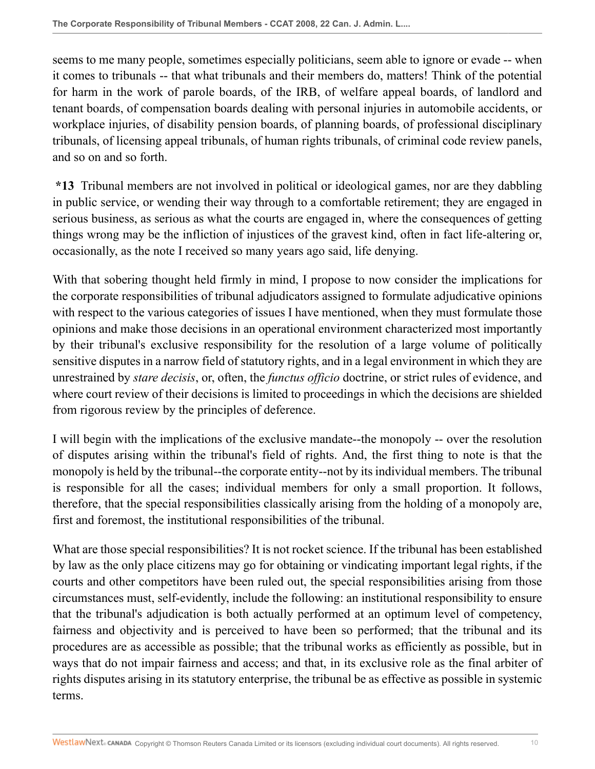seems to me many people, sometimes especially politicians, seem able to ignore or evade -- when it comes to tribunals -- that what tribunals and their members do, matters! Think of the potential for harm in the work of parole boards, of the IRB, of welfare appeal boards, of landlord and tenant boards, of compensation boards dealing with personal injuries in automobile accidents, or workplace injuries, of disability pension boards, of planning boards, of professional disciplinary tribunals, of licensing appeal tribunals, of human rights tribunals, of criminal code review panels, and so on and so forth.

**\*13** Tribunal members are not involved in political or ideological games, nor are they dabbling in public service, or wending their way through to a comfortable retirement; they are engaged in serious business, as serious as what the courts are engaged in, where the consequences of getting things wrong may be the infliction of injustices of the gravest kind, often in fact life-altering or, occasionally, as the note I received so many years ago said, life denying.

With that sobering thought held firmly in mind, I propose to now consider the implications for the corporate responsibilities of tribunal adjudicators assigned to formulate adjudicative opinions with respect to the various categories of issues I have mentioned, when they must formulate those opinions and make those decisions in an operational environment characterized most importantly by their tribunal's exclusive responsibility for the resolution of a large volume of politically sensitive disputes in a narrow field of statutory rights, and in a legal environment in which they are unrestrained by *stare decisis*, or, often, the *functus officio* doctrine, or strict rules of evidence, and where court review of their decisions is limited to proceedings in which the decisions are shielded from rigorous review by the principles of deference.

I will begin with the implications of the exclusive mandate--the monopoly -- over the resolution of disputes arising within the tribunal's field of rights. And, the first thing to note is that the monopoly is held by the tribunal--the corporate entity--not by its individual members. The tribunal is responsible for all the cases; individual members for only a small proportion. It follows, therefore, that the special responsibilities classically arising from the holding of a monopoly are, first and foremost, the institutional responsibilities of the tribunal.

What are those special responsibilities? It is not rocket science. If the tribunal has been established by law as the only place citizens may go for obtaining or vindicating important legal rights, if the courts and other competitors have been ruled out, the special responsibilities arising from those circumstances must, self-evidently, include the following: an institutional responsibility to ensure that the tribunal's adjudication is both actually performed at an optimum level of competency, fairness and objectivity and is perceived to have been so performed; that the tribunal and its procedures are as accessible as possible; that the tribunal works as efficiently as possible, but in ways that do not impair fairness and access; and that, in its exclusive role as the final arbiter of rights disputes arising in its statutory enterprise, the tribunal be as effective as possible in systemic terms.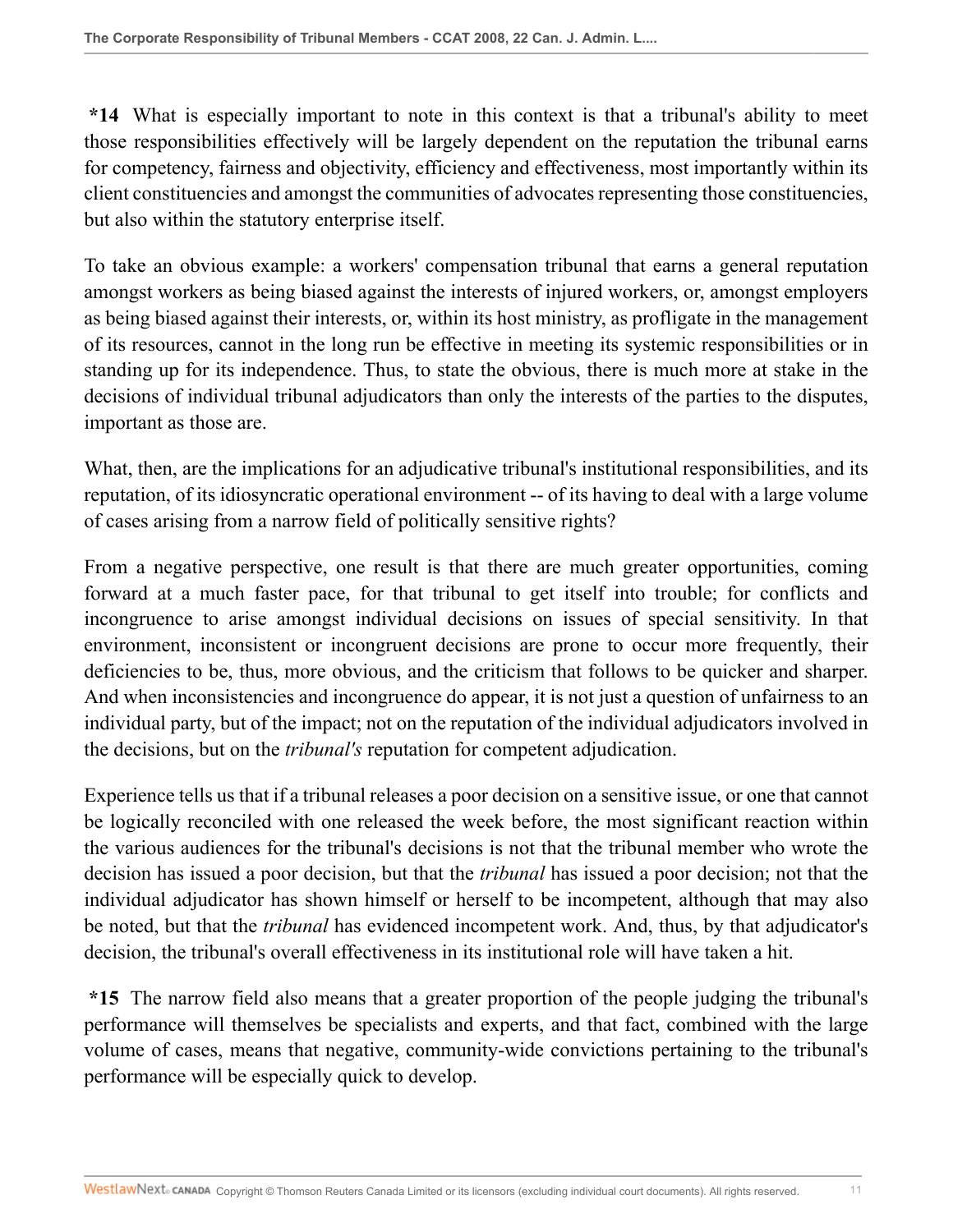**\*14** What is especially important to note in this context is that a tribunal's ability to meet those responsibilities effectively will be largely dependent on the reputation the tribunal earns for competency, fairness and objectivity, efficiency and effectiveness, most importantly within its client constituencies and amongst the communities of advocates representing those constituencies, but also within the statutory enterprise itself.

To take an obvious example: a workers' compensation tribunal that earns a general reputation amongst workers as being biased against the interests of injured workers, or, amongst employers as being biased against their interests, or, within its host ministry, as profligate in the management of its resources, cannot in the long run be effective in meeting its systemic responsibilities or in standing up for its independence. Thus, to state the obvious, there is much more at stake in the decisions of individual tribunal adjudicators than only the interests of the parties to the disputes, important as those are.

What, then, are the implications for an adjudicative tribunal's institutional responsibilities, and its reputation, of its idiosyncratic operational environment -- of its having to deal with a large volume of cases arising from a narrow field of politically sensitive rights?

From a negative perspective, one result is that there are much greater opportunities, coming forward at a much faster pace, for that tribunal to get itself into trouble; for conflicts and incongruence to arise amongst individual decisions on issues of special sensitivity. In that environment, inconsistent or incongruent decisions are prone to occur more frequently, their deficiencies to be, thus, more obvious, and the criticism that follows to be quicker and sharper. And when inconsistencies and incongruence do appear, it is not just a question of unfairness to an individual party, but of the impact; not on the reputation of the individual adjudicators involved in the decisions, but on the *tribunal's* reputation for competent adjudication.

Experience tells us that if a tribunal releases a poor decision on a sensitive issue, or one that cannot be logically reconciled with one released the week before, the most significant reaction within the various audiences for the tribunal's decisions is not that the tribunal member who wrote the decision has issued a poor decision, but that the *tribunal* has issued a poor decision; not that the individual adjudicator has shown himself or herself to be incompetent, although that may also be noted, but that the *tribunal* has evidenced incompetent work. And, thus, by that adjudicator's decision, the tribunal's overall effectiveness in its institutional role will have taken a hit.

**\*15** The narrow field also means that a greater proportion of the people judging the tribunal's performance will themselves be specialists and experts, and that fact, combined with the large volume of cases, means that negative, community-wide convictions pertaining to the tribunal's performance will be especially quick to develop.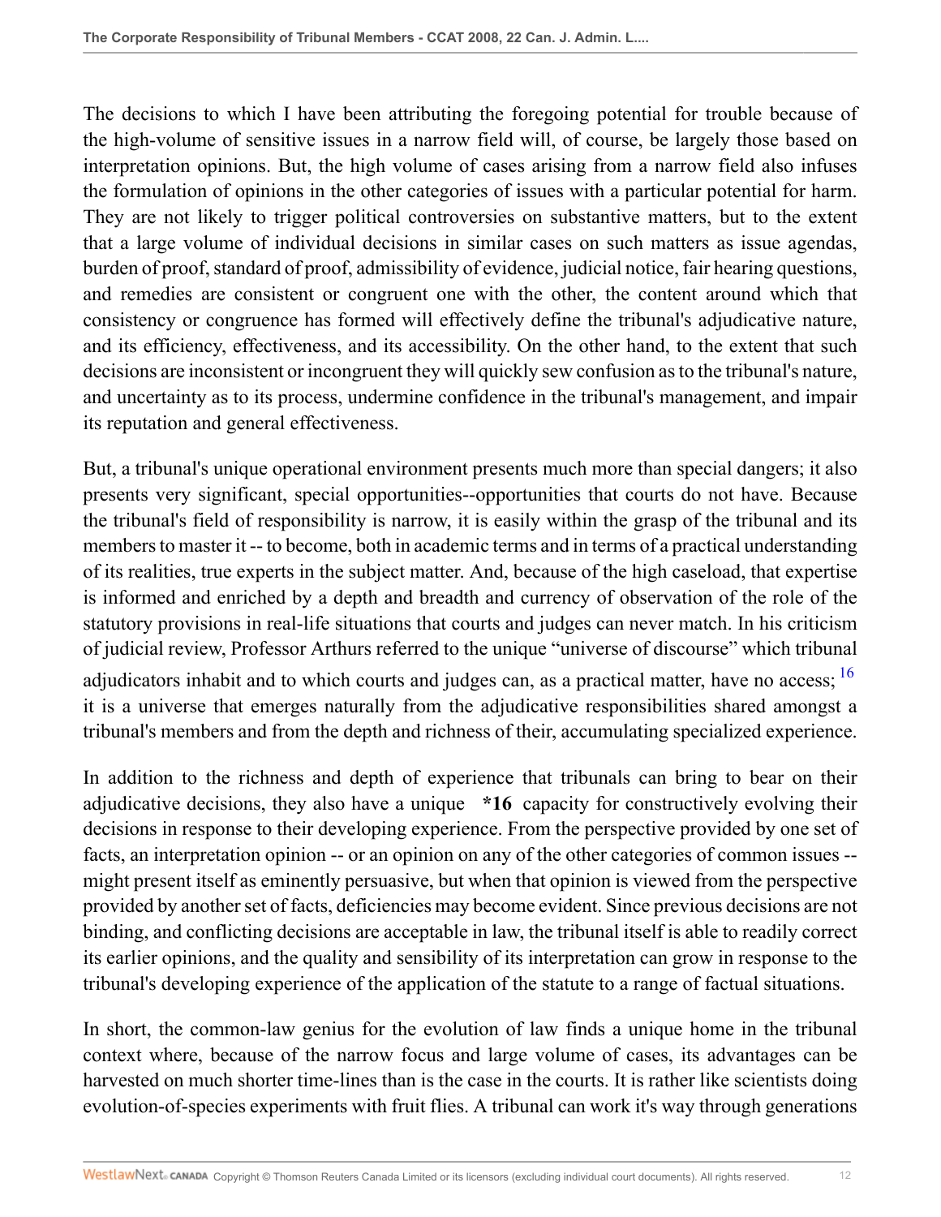The decisions to which I have been attributing the foregoing potential for trouble because of the high-volume of sensitive issues in a narrow field will, of course, be largely those based on interpretation opinions. But, the high volume of cases arising from a narrow field also infuses the formulation of opinions in the other categories of issues with a particular potential for harm. They are not likely to trigger political controversies on substantive matters, but to the extent that a large volume of individual decisions in similar cases on such matters as issue agendas, burden of proof, standard of proof, admissibility of evidence, judicial notice, fair hearing questions, and remedies are consistent or congruent one with the other, the content around which that consistency or congruence has formed will effectively define the tribunal's adjudicative nature, and its efficiency, effectiveness, and its accessibility. On the other hand, to the extent that such decisions are inconsistent or incongruent they will quickly sew confusion as to the tribunal's nature, and uncertainty as to its process, undermine confidence in the tribunal's management, and impair its reputation and general effectiveness.

But, a tribunal's unique operational environment presents much more than special dangers; it also presents very significant, special opportunities--opportunities that courts do not have. Because the tribunal's field of responsibility is narrow, it is easily within the grasp of the tribunal and its members to master it -- to become, both in academic terms and in terms of a practical understanding of its realities, true experts in the subject matter. And, because of the high caseload, that expertise is informed and enriched by a depth and breadth and currency of observation of the role of the statutory provisions in real-life situations that courts and judges can never match. In his criticism of judicial review, Professor Arthurs referred to the unique "universe of discourse" which tribunal adjudicators inhabit and to which courts and judges can, as a practical matter, have no access; [16] it is a universe that emerges naturally from the adjudicative responsibilities shared amongst a tribunal's members and from the depth and richness of their, accumulating specialized experience.

In addition to the richness and depth of experience that tribunals can bring to bear on their adjudicative decisions, they also have a unique **\*16** capacity for constructively evolving their decisions in response to their developing experience. From the perspective provided by one set of facts, an interpretation opinion -- or an opinion on any of the other categories of common issues -- might present itself as eminently persuasive, but when that opinion is viewed from the perspective provided by another set of facts, deficiencies may become evident. Since previous decisions are not binding, and conflicting decisions are acceptable in law, the tribunal itself is able to readily correct its earlier opinions, and the quality and sensibility of its interpretation can grow in response to the tribunal's developing experience of the application of the statute to a range of factual situations.

In short, the common-law genius for the evolution of law finds a unique home in the tribunal context where, because of the narrow focus and large volume of cases, its advantages can be harvested on much shorter time-lines than is the case in the courts. It is rather like scientists doing evolution-of-species experiments with fruit flies. A tribunal can work it's way through generations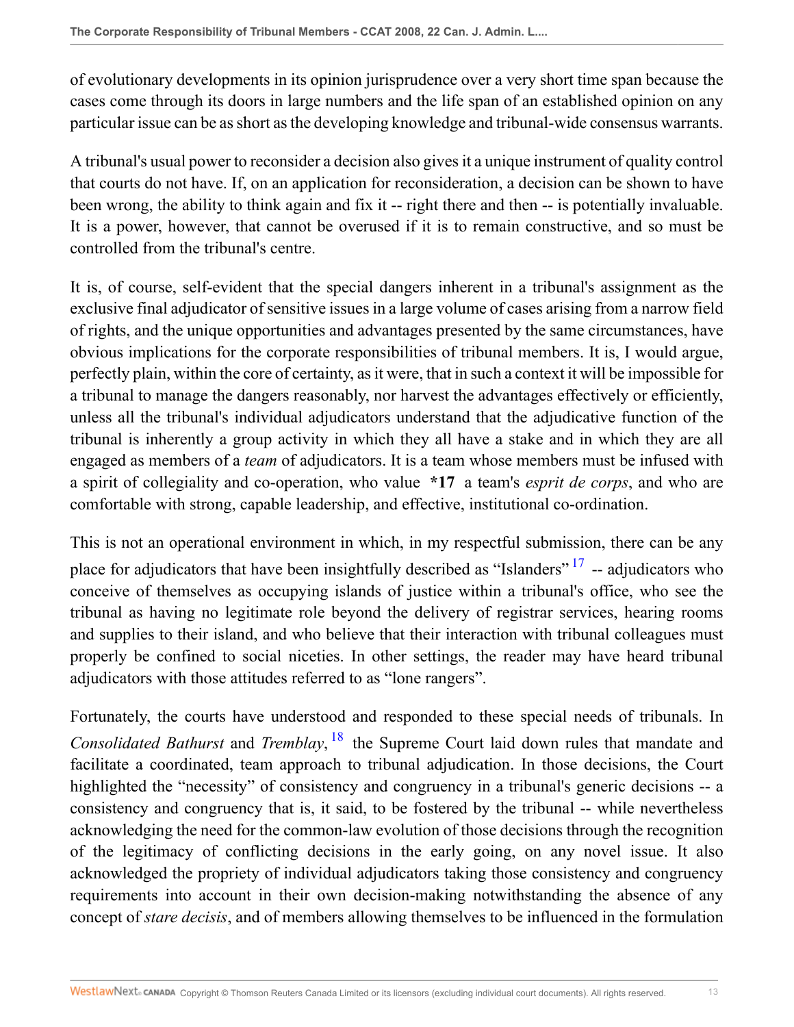of evolutionary developments in its opinion jurisprudence over a very short time span because the cases come through its doors in large numbers and the life span of an established opinion on any particular issue can be as short as the developing knowledge and tribunal-wide consensus warrants.

A tribunal's usual power to reconsider a decision also gives it a unique instrument of quality control that courts do not have. If, on an application for reconsideration, a decision can be shown to have been wrong, the ability to think again and fix it -- right there and then -- is potentially invaluable. It is a power, however, that cannot be overused if it is to remain constructive, and so must be controlled from the tribunal's centre.

It is, of course, self-evident that the special dangers inherent in a tribunal's assignment as the exclusive final adjudicator of sensitive issues in a large volume of cases arising from a narrow field of rights, and the unique opportunities and advantages presented by the same circumstances, have obvious implications for the corporate responsibilities of tribunal members. It is, I would argue, perfectly plain, within the core of certainty, as it were, that in such a context it will be impossible for a tribunal to manage the dangers reasonably, nor harvest the advantages effectively or efficiently, unless all the tribunal's individual adjudicators understand that the adjudicative function of the tribunal is inherently a group activity in which they all have a stake and in which they are all engaged as members of a *team* of adjudicators. It is a team whose members must be infused with a spirit of collegiality and co-operation, who value **\*17** a team's *esprit de corps*, and who are comfortable with strong, capable leadership, and effective, institutional co-ordination.

This is not an operational environment in which, in my respectful submission, there can be any place for adjudicators that have been insightfully described as "Islanders" [17] -- adjudicators who conceive of themselves as occupying islands of justice within a tribunal's office, who see the tribunal as having no legitimate role beyond the delivery of registrar services, hearing rooms and supplies to their island, and who believe that their interaction with tribunal colleagues must properly be confined to social niceties. In other settings, the reader may have heard tribunal adjudicators with those attitudes referred to as "lone rangers".

Fortunately, the courts have understood and responded to these special needs of tribunals. In *Consolidated Bathurst* and *Tremblay*, [18] the Supreme Court laid down rules that mandate and facilitate a coordinated, team approach to tribunal adjudication. In those decisions, the Court highlighted the "necessity" of consistency and congruency in a tribunal's generic decisions -- a consistency and congruency that is, it said, to be fostered by the tribunal -- while nevertheless acknowledging the need for the common-law evolution of those decisions through the recognition of the legitimacy of conflicting decisions in the early going, on any novel issue. It also acknowledged the propriety of individual adjudicators taking those consistency and congruency requirements into account in their own decision-making notwithstanding the absence of any concept of *stare decisis*, and of members allowing themselves to be influenced in the formulation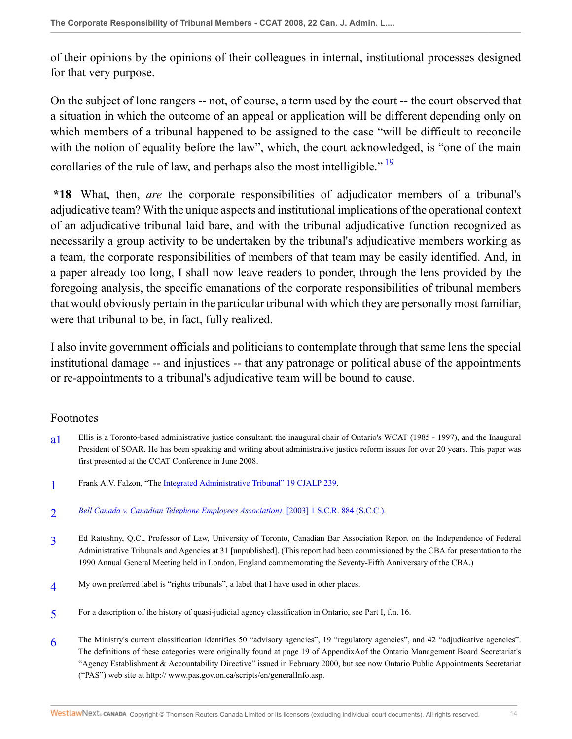of their opinions by the opinions of their colleagues in internal, institutional processes designed for that very purpose.

On the subject of lone rangers -- not, of course, a term used by the court -- the court observed that a situation in which the outcome of an appeal or application will be different depending only on which members of a tribunal happened to be assigned to the case "will be difficult to reconcile with the notion of equality before the law", which, the court acknowledged, is "one of the main corollaries of the rule of law, and perhaps also the most intelligible." [19]

**\*18** What, then, *are* the corporate responsibilities of adjudicator members of a tribunal's adjudicative team? With the unique aspects and institutional implications of the operational context of an adjudicative tribunal laid bare, and with the tribunal adjudicative function recognized as necessarily a group activity to be undertaken by the tribunal's adjudicative members working as a team, the corporate responsibilities of members of that team may be easily identified. And, in a paper already too long, I shall now leave readers to ponder, through the lens provided by the foregoing analysis, the specific emanations of the corporate responsibilities of tribunal members that would obviously pertain in the particular tribunal with which they are personally most familiar, were that tribunal to be, in fact, fully realized.

I also invite government officials and politicians to contemplate through that same lens the special institutional damage -- and injustices -- that any patronage or political abuse of the appointments or re-appointments to a tribunal's adjudicative team will be bound to cause.

## Footnotes

a1 Ellis is a Toronto-based administrative justice consultant; the inaugural chair of Ontario's WCAT (1985 - 1997), and the Inaugural President of SOAR. He has been speaking and writing about administrative justice reform issues for over 20 years. This paper was first presented at the CCAT Conference in June 2008.

1 Frank A.V. Falzon, "The Integrated Administrative Tribunal" 19 CJALP 239.

2 *Bell Canada v. Canadian Telephone Employees Association),* [2003] 1 S.C.R. 884 (S.C.C.).

3 Ed Ratushny, Q.C., Professor of Law, University of Toronto, Canadian Bar Association Report on the Independence of Federal Administrative Tribunals and Agencies at 31 [unpublished]. (This report had been commissioned by the CBA for presentation to the 1990 Annual General Meeting held in London, England commemorating the Seventy-Fifth Anniversary of the CBA.)

4 My own preferred label is "rights tribunals", a label that I have used in other places.

5 For a description of the history of quasi-judicial agency classification in Ontario, see Part I, f.n. 16.

6 The Ministry's current classification identifies 50 "advisory agencies", 19 "regulatory agencies", and 42 "adjudicative agencies". The definitions of these categories were originally found at page 19 of AppendixAof the Ontario Management Board Secretariat's "Agency Establishment & Accountability Directive" issued in February 2000, but see now Ontario Public Appointments Secretariat ("PAS") web site at http:// www.pas.gov.on.ca/scripts/en/generalInfo.asp.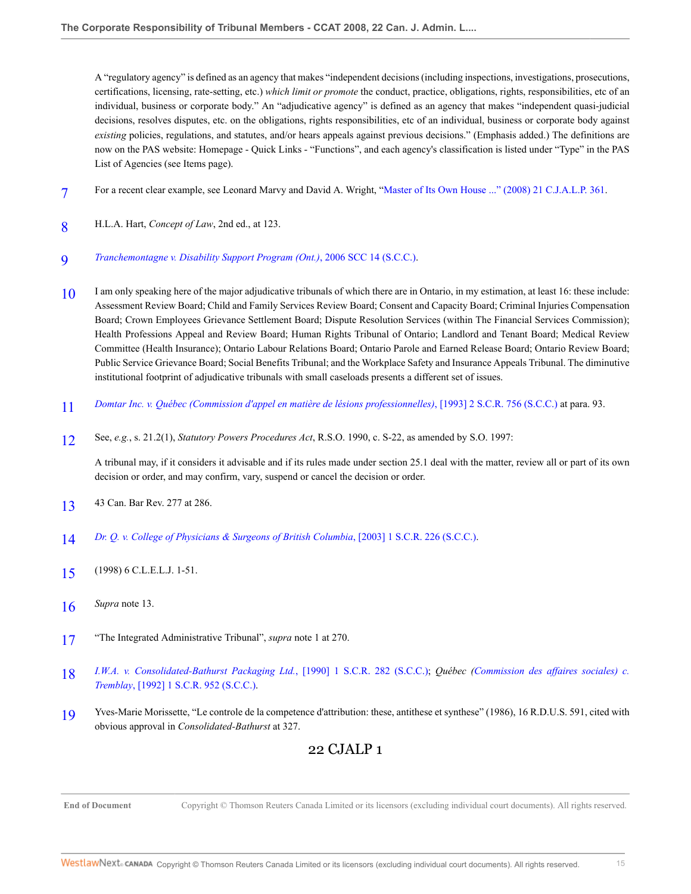A "regulatory agency" is defined as an agency that makes "independent decisions (including inspections, investigations, prosecutions, certifications, licensing, rate-setting, etc.) *which limit or promote* the conduct, practice, obligations, rights, responsibilities, etc of an individual, business or corporate body." An "adjudicative agency" is defined as an agency that makes "independent quasi-judicial decisions, resolves disputes, etc. on the obligations, rights responsibilities, etc of an individual, business or corporate body against *existing* policies, regulations, and statutes, and/or hears appeals against previous decisions." (Emphasis added.) The definitions are now on the PAS website: Homepage - Quick Links - "Functions", and each agency's classification is listed under "Type" in the PAS List of Agencies (see Items page).

7 For a recent clear example, see Leonard Marvy and David A. Wright, "Master of Its Own House ..." (2008) 21 C.J.A.L.P. 361.

8 H.L.A. Hart, *Concept of Law*, 2nd ed., at 123.

9 *Tranchemontagne v. Disability Support Program (Ont.)*, 2006 SCC 14 (S.C.C.).

10 I am only speaking here of the major adjudicative tribunals of which there are in Ontario, in my estimation, at least 16: these include: Assessment Review Board; Child and Family Services Review Board; Consent and Capacity Board; Criminal Injuries Compensation Board; Crown Employees Grievance Settlement Board; Dispute Resolution Services (within The Financial Services Commission); Health Professions Appeal and Review Board; Human Rights Tribunal of Ontario; Landlord and Tenant Board; Medical Review Committee (Health Insurance); Ontario Labour Relations Board; Ontario Parole and Earned Release Board; Ontario Review Board; Public Service Grievance Board; Social Benefits Tribunal; and the Workplace Safety and Insurance Appeals Tribunal. The diminutive institutional footprint of adjudicative tribunals with small caseloads presents a different set of issues.

11 *Domtar Inc. v. Québec (Commission d'appel en matière de lésions professionnelles)*, [1993] 2 S.C.R. 756 (S.C.C.) at para. 93.

12 See, *e.g.*, s. 21.2(1), *Statutory Powers Procedures Act*, R.S.O. 1990, c. S-22, as amended by S.O. 1997:

A tribunal may, if it considers it advisable and if its rules made under section 25.1 deal with the matter, review all or part of its own decision or order, and may confirm, vary, suspend or cancel the decision or order.

13 43 Can. Bar Rev. 277 at 286.

14 *Dr. Q. v. College of Physicians & Surgeons of British Columbia*, [2003] 1 S.C.R. 226 (S.C.C.).

15 (1998) 6 C.L.E.L.J. 1-51.

16 *Supra* note 13.

17 "The Integrated Administrative Tribunal", *supra* note 1 at 270.

18 *I.W.A. v. Consolidated-Bathurst Packaging Ltd.*, [1990] 1 S.C.R. 282 (S.C.C.); *Québec (Commission des affaires sociales) c. Tremblay*, [1992] 1 S.C.R. 952 (S.C.C.).

19 Yves-Marie Morissette, "Le controle de la competence d'attribution: these, antithese et synthese" (1986), 16 R.D.U.S. 591, cited with obvious approval in *Consolidated-Bathurst* at 327.

22 CJALP 1

End of Document

Copyright © Thomson Reuters Canada Limited or its licensors (excluding individual court documents). All rights reserved.